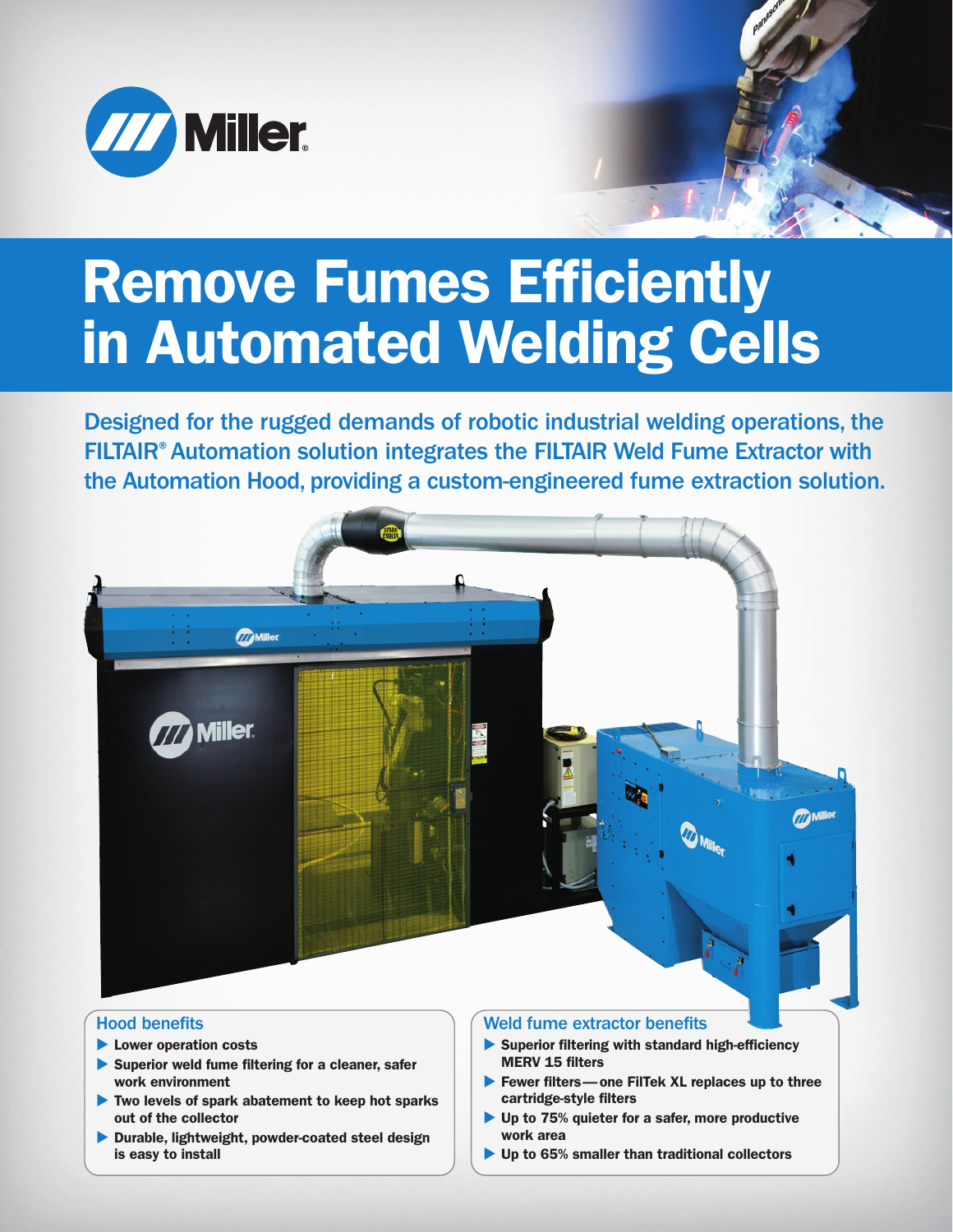# Remove Fumes Efficiently in Automated Welding Cells

Designed for the rugged demands of robotic industrial welding operations, the FILTAIR® Automation solution integrates the FILTAIR Weld Fume Extractor with the Automation Hood, providing a custom-engineered fume extraction solution.

## Hood benefits

- **Lower operation costs**
- **Superior weld fume filtering for a cleaner, safer work environment**
- **Two levels of spark abatement to keep hot sparks out of the collector**
- **Durable, lightweight, powder-coated steel design is easy to install**

## Weld fume extractor benefits

- **Superior filtering with standard high-efficiency MERV 15 filters**
- **Fewer filters — one FilTek XL replaces up to three cartridge-style filters**
- **Up to 75% quieter for a safer, more productive work area**
- **Up to 65% smaller than traditional collectors**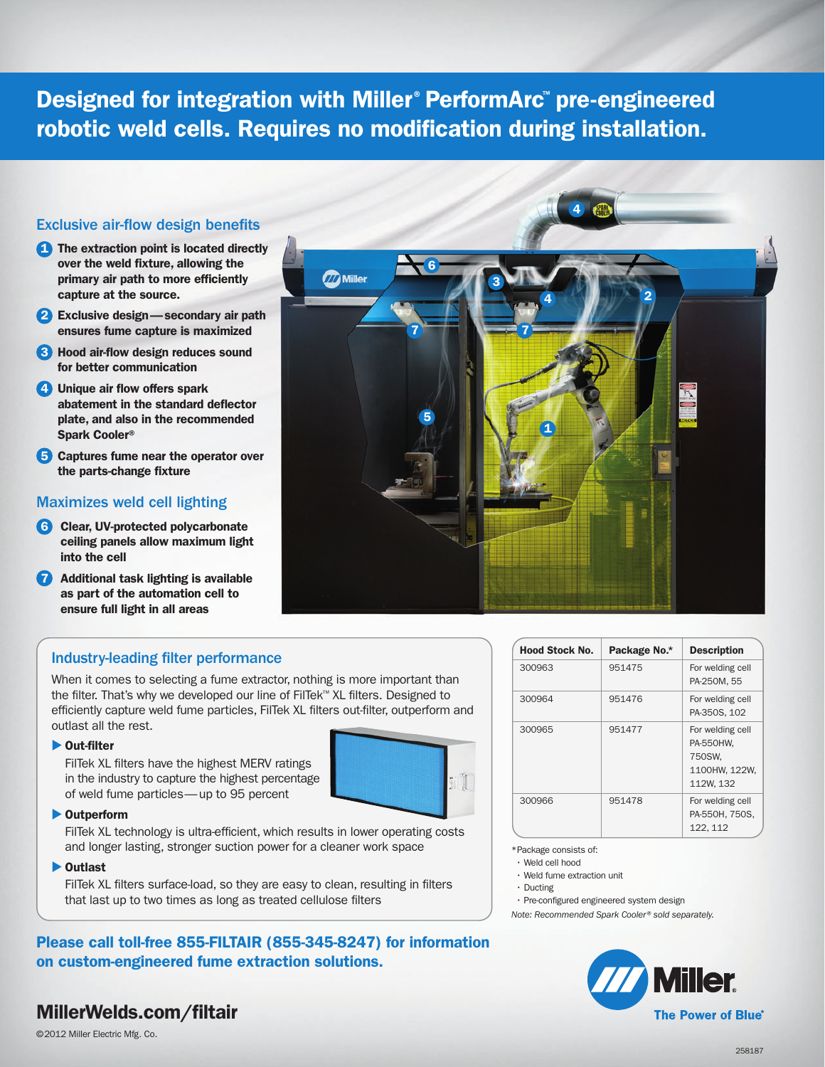# Designed for integration with Miller® PerformArc™ pre-engineered robotic weld cells. Requires no modification during installation.

## Exclusive air-flow design benefits

1. **The extraction point is located directly over the weld fixture, allowing the primary air path to more efficiently capture at the source.**
2. **Exclusive design — secondary air path ensures fume capture is maximized**
3. **Hood air-flow design reduces sound for better communication**
4. **Unique air flow offers spark abatement in the standard deflector plate, and also in the recommended Spark Cooler®**
5. **Captures fume near the operator over the parts-change fixture**

## Maximizes weld cell lighting

6. **Clear, UV-protected polycarbonate ceiling panels allow maximum light into the cell**
7. **Additional task lighting is available as part of the automation cell to ensure full light in all areas**

## Industry-leading filter performance

When it comes to selecting a fume extractor, nothing is more important than the filter. That's why we developed our line of FilTek™ XL filters. Designed to efficiently capture weld fume particles, FilTek XL filters out-filter, outperform and outlast all the rest.

**Out-filter**

FilTek XL filters have the highest MERV ratings in the industry to capture the highest percentage of weld fume particles — up to 95 percent

**Outperform**

FilTek XL technology is ultra-efficient, which results in lower operating costs and longer lasting, stronger suction power for a cleaner work space

**Outlast**

FilTek XL filters surface-load, so they are easy to clean, resulting in filters that last up to two times as long as treated cellulose filters

| Hood Stock No. | Package No.* | Description |
|---|---|---|
| 300963 | 951475 | For welding cell PA-250M, 55 |
| 300964 | 951476 | For welding cell PA-350S, 102 |
| 300965 | 951477 | For welding cell PA-550HW, 750SW, 1100HW, 122W, 112W, 132 |
| 300966 | 951478 | For welding cell PA-550H, 750S, 122, 112 |

*Package consists of:
- Weld cell hood
- Weld fume extraction unit
- Ducting
- Pre-configured engineered system design

*Note: Recommended Spark Cooler® sold separately.*

**Please call toll-free 855-FILTAIR (855-345-8247) for information on custom-engineered fume extraction solutions.**

**MillerWelds.com/filtair**

©2012 Miller Electric Mfg. Co.

Miller
The Power of Blue®

258187